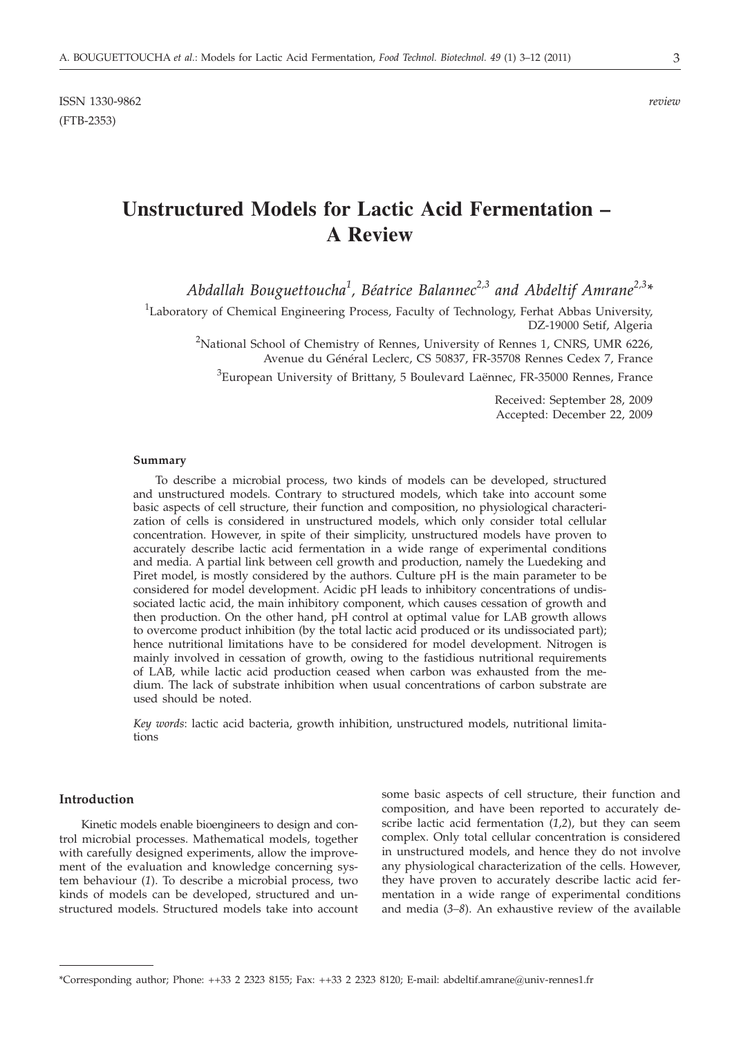ISSN 1330-9862 *review*

(FTB-2353)

# Unstructured Models for Lactic Acid Fermentation – A Review

*Abdallah Bouguettoucha[1], Béatrice Balannec[2,3] and Abdeltif Amrane[2,3]**

[1]Laboratory of Chemical Engineering Process, Faculty of Technology, Ferhat Abbas University, DZ-19000 Setif, Algeria

[2]National School of Chemistry of Rennes, University of Rennes 1, CNRS, UMR 6226, Avenue du Général Leclerc, CS 50837, FR-35708 Rennes Cedex 7, France

[3]European University of Brittany, 5 Boulevard Laënnec, FR-35000 Rennes, France

Received: September 28, 2009
Accepted: December 22, 2009

#### Summary

To describe a microbial process, two kinds of models can be developed, structured and unstructured models. Contrary to structured models, which take into account some basic aspects of cell structure, their function and composition, no physiological characterization of cells is considered in unstructured models, which only consider total cellular concentration. However, in spite of their simplicity, unstructured models have proven to accurately describe lactic acid fermentation in a wide range of experimental conditions and media. A partial link between cell growth and production, namely the Luedeking and Piret model, is mostly considered by the authors. Culture pH is the main parameter to be considered for model development. Acidic pH leads to inhibitory concentrations of undissociated lactic acid, the main inhibitory component, which causes cessation of growth and then production. On the other hand, pH control at optimal value for LAB growth allows to overcome product inhibition (by the total lactic acid produced or its undissociated part); hence nutritional limitations have to be considered for model development. Nitrogen is mainly involved in cessation of growth, owing to the fastidious nutritional requirements of LAB, while lactic acid production ceased when carbon was exhausted from the medium. The lack of substrate inhibition when usual concentrations of carbon substrate are used should be noted.

*Key words*: lactic acid bacteria, growth inhibition, unstructured models, nutritional limitations

#### Introduction

Kinetic models enable bioengineers to design and control microbial processes. Mathematical models, together with carefully designed experiments, allow the improvement of the evaluation and knowledge concerning system behaviour (*1*). To describe a microbial process, two kinds of models can be developed, structured and unstructured models. Structured models take into account some basic aspects of cell structure, their function and composition, and have been reported to accurately describe lactic acid fermentation (*1,2*), but they can seem complex. Only total cellular concentration is considered in unstructured models, and hence they do not involve any physiological characterization of the cells. However, they have proven to accurately describe lactic acid fermentation in a wide range of experimental conditions and media (*3–8*). An exhaustive review of the available

*Corresponding author; Phone: ++33 2 2323 8155; Fax: ++33 2 2323 8120; E-mail: abdeltif.amrane@univ-rennes1.fr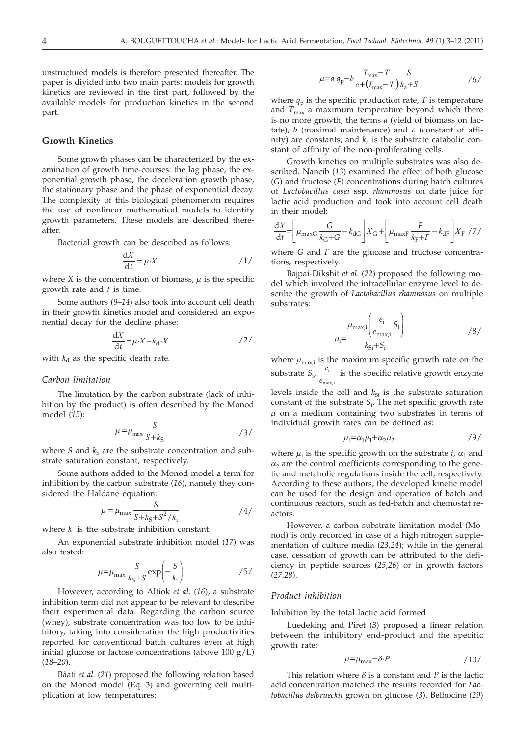unstructured models is therefore presented thereafter. The paper is divided into two main parts: models for growth kinetics are reviewed in the first part, followed by the available models for production kinetics in the second part.

## Growth Kinetics

Some growth phases can be characterized by the examination of growth time-courses: the lag phase, the exponential growth phase, the deceleration growth phase, the stationary phase and the phase of exponential decay. The complexity of this biological phenomenon requires the use of nonlinear mathematical models to identify growth parameters. These models are described thereafter.

Bacterial growth can be described as follows:

$$\frac{dX}{dt} = \mu \cdot X \qquad /1/$$

where $X$ is the concentration of biomass, $\mu$ is the specific growth rate and $t$ is time.

Some authors (*9–14*) also took into account cell death in their growth kinetics model and considered an exponential decay for the decline phase:

$$\frac{dX}{dt} = \mu \cdot X - k_d \cdot X \qquad /2/$$

with $k_d$ as the specific death rate.

### *Carbon limitation*

The limitation by the carbon substrate (lack of inhibition by the product) is often described by the Monod model (*15*):

$$\mu = \mu_{max} \frac{S}{S + k_S} \qquad /3/$$

where $S$ and $k_S$ are the substrate concentration and substrate saturation constant, respectively.

Some authors added to the Monod model a term for inhibition by the carbon substrate (*16*), namely they considered the Haldane equation:

$$\mu = \mu_{max} \frac{S}{S + k_S + S^2/k_i} \qquad /4/$$

where $k_i$ is the substrate inhibition constant.

An exponential substrate inhibition model (*17*) was also tested:

$$\mu = \mu_{max} \frac{S}{k_S + S} \exp\left(-\frac{S}{k_i}\right) \qquad /5/$$

However, according to Altiok *et al.* (*16*), a substrate inhibition term did not appear to be relevant to describe their experimental data. Regarding the carbon source (whey), substrate concentration was too low to be inhibitory, taking into consideration the high productivities reported for conventional batch cultures even at high initial glucose or lactose concentrations (above 100 g/L) (*18–20*).

Bâati *et al.* (*21*) proposed the following relation based on the Monod model (Eq. 3) and governing cell multiplication at low temperatures:

$$\mu = a \cdot q_p - b \frac{T_{max} - T}{c + (T_{max} - T)} \frac{S}{k_a + S} \qquad /6/$$

where $q_p$ is the specific production rate, $T$ is temperature and $T_{max}$ a maximum temperature beyond which there is no more growth; the terms $a$ (yield of biomass on lactate), $b$ (maximal maintenance) and $c$ (constant of affinity) are constants; and $k_a$ is the substrate catabolic constant of affinity of the non-proliferating cells.

Growth kinetics on multiple substrates was also described. Nancib (*13*) examined the effect of both glucose ($G$) and fructose ($F$) concentrations during batch cultures of *Lactobacillus casei* ssp. *rhamnosus* on date juice for lactic acid production and took into account cell death in their model:

$$\frac{dX}{dt} = \left[\mu_{maxG} \frac{G}{k_G + G} - k_{dG}\right] X_G + \left[\mu_{maxF} \frac{F}{k_F + F} - k_{dF}\right] X_F \qquad /7/$$

where $G$ and $F$ are the glucose and fructose concentrations, respectively.

Bajpai-Dikshit *et al.* (*22*) proposed the following model which involved the intracellular enzyme level to describe the growth of *Lactobacillus rhamnosus* on multiple substrates:

$$\mu_i = \frac{\mu_{max,i}\left(\frac{e_i}{e_{max,i}} S_i\right)}{k_{Si} + S_i} \qquad /8/$$

where $\mu_{max,i}$ is the maximum specific growth rate on the substrate $S_i$, $\frac{e_i}{e_{max,i}}$ is the specific relative growth enzyme levels inside the cell and $k_{Si}$ is the substrate saturation constant of the substrate $S_i$. The net specific growth rate $\mu$ on a medium containing two substrates in terms of individual growth rates can be defined as:

$$\mu_i = \alpha_1 \mu_1 + \alpha_2 \mu_2 \qquad /9/$$

where $\mu_i$ is the specific growth on the substrate $i$, $\alpha_1$ and $\alpha_2$ are the control coefficients corresponding to the genetic and metabolic regulations inside the cell, respectively. According to these authors, the developed kinetic model can be used for the design and operation of batch and continuous reactors, such as fed-batch and chemostat reactors.

However, a carbon substrate limitation model (Monod) is only recorded in case of a high nitrogen supplementation of culture media (*23,24*); while in the general case, cessation of growth can be attributed to the deficiency in peptide sources (*25,26*) or in growth factors (*27,28*).

### *Product inhibition*

Inhibition by the total lactic acid formed

Luedeking and Piret (*3*) proposed a linear relation between the inhibitory end-product and the specific growth rate:

$$\mu = \mu_{max} - \delta \cdot P \qquad /10/$$

This relation where $\delta$ is a constant and $P$ is the lactic acid concentration matched the results recorded for *Lactobacillus delbrueckii* grown on glucose (*3*). Belhocine (*29*)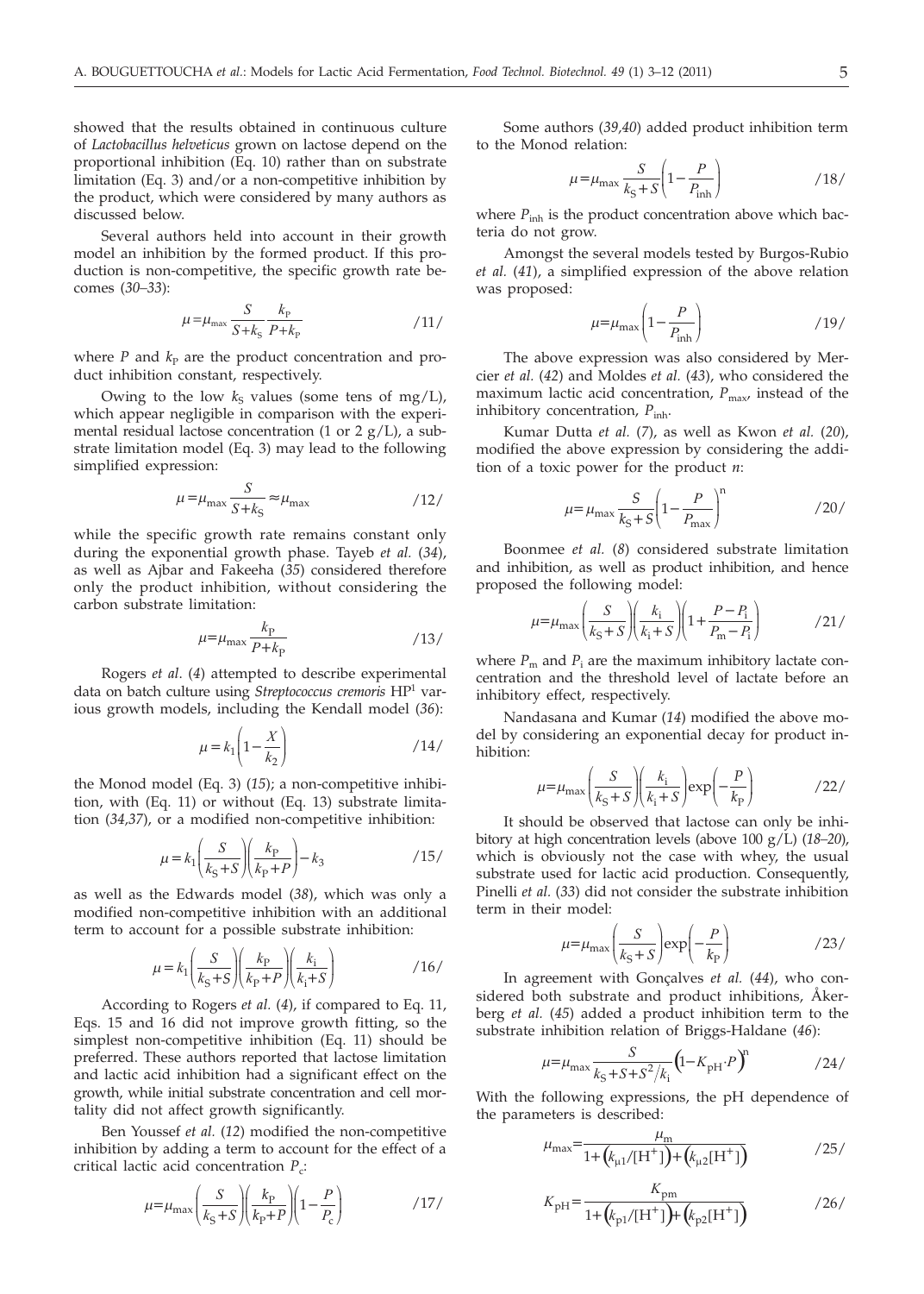showed that the results obtained in continuous culture of *Lactobacillus helveticus* grown on lactose depend on the proportional inhibition (Eq. 10) rather than on substrate limitation (Eq. 3) and/or a non-competitive inhibition by the product, which were considered by many authors as discussed below.

Several authors held into account in their growth model an inhibition by the formed product. If this production is non-competitive, the specific growth rate becomes (*30–33*):

$$\mu = \mu_{\max} \frac{S}{S + k_S} \frac{k_P}{P + k_P} \qquad /11/$$

where $P$ and $k_P$ are the product concentration and product inhibition constant, respectively.

Owing to the low $k_S$ values (some tens of mg/L), which appear negligible in comparison with the experimental residual lactose concentration (1 or 2 g/L), a substrate limitation model (Eq. 3) may lead to the following simplified expression:

$$\mu = \mu_{\max} \frac{S}{S + k_S} \approx \mu_{\max} \qquad /12/$$

while the specific growth rate remains constant only during the exponential growth phase. Tayeb *et al.* (*34*), as well as Ajbar and Fakeeha (*35*) considered therefore only the product inhibition, without considering the carbon substrate limitation:

$$\mu = \mu_{\max} \frac{k_P}{P + k_P} \qquad /13/$$

Rogers *et al*. (*4*) attempted to describe experimental data on batch culture using *Streptococcus cremoris* HP[1] various growth models, including the Kendall model (*36*):

$$\mu = k_1 \left(1 - \frac{X}{k_2}\right) \qquad /14/$$

the Monod model (Eq. 3) (*15*); a non-competitive inhibition, with (Eq. 11) or without (Eq. 13) substrate limitation (*34,37*), or a modified non-competitive inhibition:

$$\mu = k_1 \left(\frac{S}{k_S + S}\right)\left(\frac{k_P}{k_P + P}\right) - k_3 \qquad /15/$$

as well as the Edwards model (*38*), which was only a modified non-competitive inhibition with an additional term to account for a possible substrate inhibition:

$$\mu = k_1 \left(\frac{S}{k_S + S}\right)\left(\frac{k_P}{k_P + P}\right)\left(\frac{k_i}{k_i + S}\right) \qquad /16/$$

According to Rogers *et al.* (*4*), if compared to Eq. 11, Eqs. 15 and 16 did not improve growth fitting, so the simplest non-competitive inhibition (Eq. 11) should be preferred. These authors reported that lactose limitation and lactic acid inhibition had a significant effect on the growth, while initial substrate concentration and cell mortality did not affect growth significantly.

Ben Youssef *et al.* (*12*) modified the non-competitive inhibition by adding a term to account for the effect of a critical lactic acid concentration $P_c$:

$$\mu = \mu_{\max} \left(\frac{S}{k_S + S}\right)\left(\frac{k_P}{k_P + P}\right)\left(1 - \frac{P}{P_c}\right) \qquad /17/$$

Some authors (*39,40*) added product inhibition term to the Monod relation:

$$\mu = \mu_{\max} \frac{S}{k_S + S}\left(1 - \frac{P}{P_{\mathrm{inh}}}\right) \qquad /18/$$

where $P_{\mathrm{inh}}$ is the product concentration above which bacteria do not grow.

Amongst the several models tested by Burgos-Rubio *et al.* (*41*), a simplified expression of the above relation was proposed:

$$\mu = \mu_{\max}\left(1 - \frac{P}{P_{\mathrm{inh}}}\right) \qquad /19/$$

The above expression was also considered by Mercier *et al.* (*42*) and Moldes *et al.* (*43*), who considered the maximum lactic acid concentration, $P_{\max}$, instead of the inhibitory concentration, $P_{\mathrm{inh}}$.

Kumar Dutta *et al.* (*7*), as well as Kwon *et al.* (*20*), modified the above expression by considering the addition of a toxic power for the product $n$:

$$\mu = \mu_{\max} \frac{S}{k_S + S}\left(1 - \frac{P}{P_{\max}}\right)^n \qquad /20/$$

Boonmee *et al.* (*8*) considered substrate limitation and inhibition, as well as product inhibition, and hence proposed the following model:

$$\mu = \mu_{\max}\left(\frac{S}{k_S + S}\right)\left(\frac{k_i}{k_i + S}\right)\left(1 + \frac{P - P_i}{P_m - P_i}\right) \qquad /21/$$

where $P_m$ and $P_i$ are the maximum inhibitory lactate concentration and the threshold level of lactate before an inhibitory effect, respectively.

Nandasana and Kumar (*14*) modified the above model by considering an exponential decay for product inhibition:

$$\mu = \mu_{\max}\left(\frac{S}{k_S + S}\right)\left(\frac{k_i}{k_i + S}\right)\exp\left(-\frac{P}{k_P}\right) \qquad /22/$$

It should be observed that lactose can only be inhibitory at high concentration levels (above 100 g/L) (*18–20*), which is obviously not the case with whey, the usual substrate used for lactic acid production. Consequently, Pinelli *et al.* (*33*) did not consider the substrate inhibition term in their model:

$$\mu = \mu_{\max}\left(\frac{S}{k_S + S}\right)\exp\left(-\frac{P}{k_P}\right) \qquad /23/$$

In agreement with Gonçalves *et al.* (*44*), who considered both substrate and product inhibitions, Åkerberg *et al.* (*45*) added a product inhibition term to the substrate inhibition relation of Briggs-Haldane (*46*):

$$\mu = \mu_{\max} \frac{S}{k_S + S + S^2/k_i}\left(1 - K_{\mathrm{pH}} \cdot P\right)^n \qquad /24/$$

With the following expressions, the pH dependence of the parameters is described:

$$\mu_{\max} = \frac{\mu_m}{1 + \left(k_{\mu 1}/[\mathrm{H}^+]\right) + \left(k_{\mu 2}[\mathrm{H}^+]\right)} \qquad /25/$$

$$K_{\mathrm{pH}} = \frac{K_{\mathrm{pm}}}{1 + \left(k_{\mathrm{p}1}/[\mathrm{H}^+]\right) + \left(k_{\mathrm{p}2}[\mathrm{H}^+]\right)} \qquad /26/$$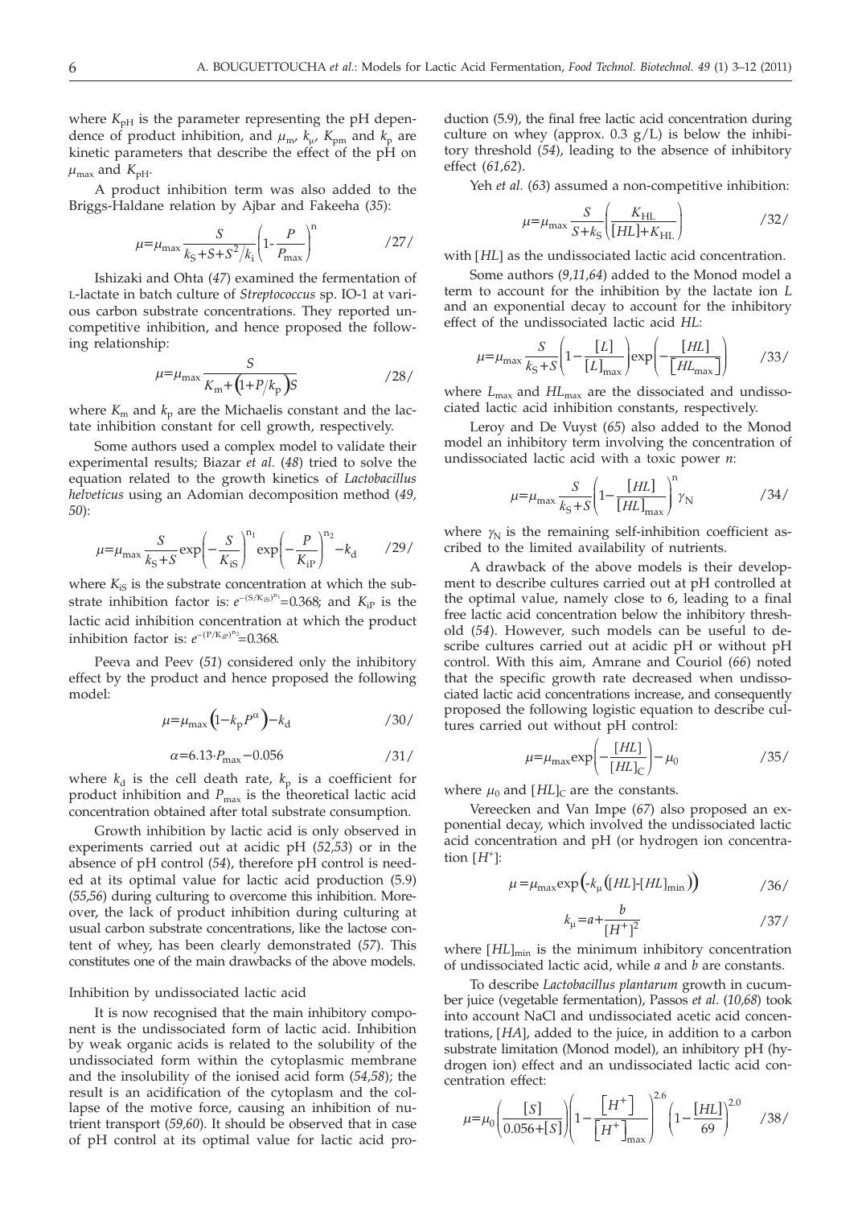where $K_{pH}$ is the parameter representing the pH dependence of product inhibition, and $\mu_m$, $k_\mu$, $K_{pm}$ and $k_p$ are kinetic parameters that describe the effect of the pH on $\mu_{max}$ and $K_{pH}$.

A product inhibition term was also added to the Briggs-Haldane relation by Ajbar and Fakeeha (*35*):

$$\mu=\mu_{max}\frac{S}{k_S+S+S^2/k_i}\left(1-\frac{P}{P_{max}}\right)^n \qquad /27/$$

Ishizaki and Ohta (*47*) examined the fermentation of L-lactate in batch culture of *Streptococcus* sp. IO-1 at various carbon substrate concentrations. They reported uncompetitive inhibition, and hence proposed the following relationship:

$$\mu=\mu_{max}\frac{S}{K_m+\left(1+P/k_p\right)S} \qquad /28/$$

where $K_m$ and $k_p$ are the Michaelis constant and the lactate inhibition constant for cell growth, respectively.

Some authors used a complex model to validate their experimental results; Biazar *et al.* (*48*) tried to solve the equation related to the growth kinetics of *Lactobacillus helveticus* using an Adomian decomposition method (*49, 50*):

$$\mu=\mu_{max}\frac{S}{k_S+S}\exp\left(-\frac{S}{K_{iS}}\right)^{n_1}\exp\left(-\frac{P}{K_{iP}}\right)^{n_2}-k_d \qquad /29/$$

where $K_{iS}$ is the substrate concentration at which the substrate inhibition factor is: $e^{-(S/K_{iS})^{n_1}}=0.368$; and $K_{iP}$ is the lactic acid inhibition concentration at which the product inhibition factor is: $e^{-(P/K_{iP})^{n_2}}=0.368$.

Peeva and Peev (*51*) considered only the inhibitory effect by the product and hence proposed the following model:

$$\mu=\mu_{max}\left(1-k_pP^\alpha\right)-k_d \qquad /30/$$

$$\alpha=6.13\cdot P_{max}-0.056 \qquad /31/$$

where $k_d$ is the cell death rate, $k_p$ is a coefficient for product inhibition and $P_{max}$ is the theoretical lactic acid concentration obtained after total substrate consumption.

Growth inhibition by lactic acid is only observed in experiments carried out at acidic pH (*52,53*) or in the absence of pH control (*54*), therefore pH control is needed at its optimal value for lactic acid production (5.9) (*55,56*) during culturing to overcome this inhibition. Moreover, the lack of product inhibition during culturing at usual carbon substrate concentrations, like the lactose content of whey, has been clearly demonstrated (*57*). This constitutes one of the main drawbacks of the above models.

### Inhibition by undissociated lactic acid

It is now recognised that the main inhibitory component is the undissociated form of lactic acid. Inhibition by weak organic acids is related to the solubility of the undissociated form within the cytoplasmic membrane and the insolubility of the ionised acid form (*54,58*); the result is an acidification of the cytoplasm and the collapse of the motive force, causing an inhibition of nutrient transport (*59,60*). It should be observed that in case of pH control at its optimal value for lactic acid production (5.9), the final free lactic acid concentration during culture on whey (approx. 0.3 g/L) is below the inhibitory threshold (*54*), leading to the absence of inhibitory effect (*61,62*).

Yeh *et al.* (*63*) assumed a non-competitive inhibition:

$$\mu=\mu_{max}\frac{S}{S+k_S}\left(\frac{K_{HL}}{[HL]+K_{HL}}\right) \qquad /32/$$

with $[HL]$ as the undissociated lactic acid concentration.

Some authors (*9,11,64*) added to the Monod model a term to account for the inhibition by the lactate ion $L$ and an exponential decay to account for the inhibitory effect of the undissociated lactic acid $HL$:

$$\mu=\mu_{max}\frac{S}{k_S+S}\left(1-\frac{[L]}{[L]_{max}}\right)\exp\left(-\frac{[HL]}{[HL_{max}]}\right) \qquad /33/$$

where $L_{max}$ and $HL_{max}$ are the dissociated and undissociated lactic acid inhibition constants, respectively.

Leroy and De Vuyst (*65*) also added to the Monod model an inhibitory term involving the concentration of undissociated lactic acid with a toxic power $n$:

$$\mu=\mu_{max}\frac{S}{k_S+S}\left(1-\frac{[HL]}{[HL]_{max}}\right)^n\gamma_N \qquad /34/$$

where $\gamma_N$ is the remaining self-inhibition coefficient ascribed to the limited availability of nutrients.

A drawback of the above models is their development to describe cultures carried out at pH controlled at the optimal value, namely close to 6, leading to a final free lactic acid concentration below the inhibitory threshold (*54*). However, such models can be useful to describe cultures carried out at acidic pH or without pH control. With this aim, Amrane and Couriol (*66*) noted that the specific growth rate decreased when undissociated lactic acid concentrations increase, and consequently proposed the following logistic equation to describe cultures carried out without pH control:

$$\mu=\mu_{max}\exp\left(-\frac{[HL]}{[HL]_C}\right)-\mu_0 \qquad /35/$$

where $\mu_0$ and $[HL]_C$ are the constants.

Vereecken and Van Impe (*67*) also proposed an exponential decay, which involved the undissociated lactic acid concentration and pH (or hydrogen ion concentration $[H^+]$:

$$\mu=\mu_{max}\exp\left(-k_\mu\left([HL]-[HL]_{min}\right)\right) \qquad /36/$$

$$k_\mu=a+\frac{b}{[H^+]^2} \qquad /37/$$

where $[HL]_{min}$ is the minimum inhibitory concentration of undissociated lactic acid, while $a$ and $b$ are constants.

To describe *Lactobacillus plantarum* growth in cucumber juice (vegetable fermentation), Passos *et al.* (*10,68*) took into account NaCl and undissociated acetic acid concentrations, $[HA]$, added to the juice, in addition to a carbon substrate limitation (Monod model), an inhibitory pH (hydrogen ion) effect and an undissociated lactic acid concentration effect:

$$\mu=\mu_0\left(\frac{[S]}{0.056+[S]}\right)\left(1-\frac{[H^+]}{[H^+]_{max}}\right)^{2.6}\left(1-\frac{[HL]}{69}\right)^{2.0} \qquad /38/$$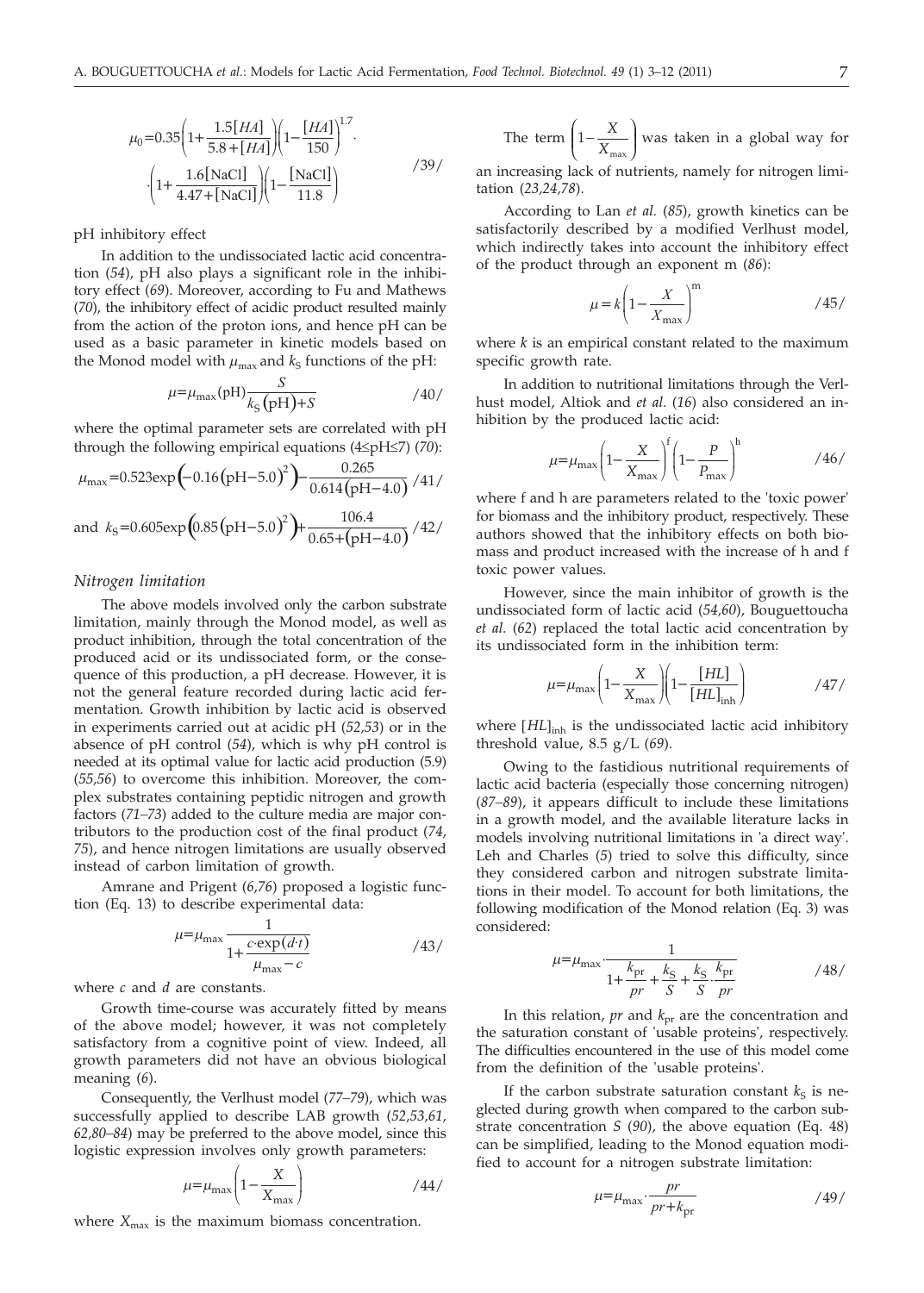$$\mu_0=0.35\left(1+\frac{1.5[HA]}{5.8+[HA]}\right)\left(1-\frac{[HA]}{150}\right)^{1.7}\cdot\left(1+\frac{1.6[\mathrm{NaCl}]}{4.47+[\mathrm{NaCl}]}\right)\left(1-\frac{[\mathrm{NaCl}]}{11.8}\right) \qquad /39/$$

pH inhibitory effect

In addition to the undissociated lactic acid concentration (*54*), pH also plays a significant role in the inhibitory effect (*69*). Moreover, according to Fu and Mathews (*70*), the inhibitory effect of acidic product resulted mainly from the action of the proton ions, and hence pH can be used as a basic parameter in kinetic models based on the Monod model with $\mu_{\max}$ and $k_S$ functions of the pH:

$$\mu=\mu_{\max}(\mathrm{pH})\frac{S}{k_S(\mathrm{pH})+S} \qquad /40/$$

where the optimal parameter sets are correlated with pH through the following empirical equations (4≤pH≤7) (*70*):

$$\mu_{\max}=0.523\exp\left(-0.16(\mathrm{pH}-5.0)^2\right)-\frac{0.265}{0.614(\mathrm{pH}-4.0)} \qquad /41/$$

and $$k_S=0.605\exp\left(0.85(\mathrm{pH}-5.0)^2\right)+\frac{106.4}{0.65+(\mathrm{pH}-4.0)} \qquad /42/$$

### *Nitrogen limitation*

The above models involved only the carbon substrate limitation, mainly through the Monod model, as well as product inhibition, through the total concentration of the produced acid or its undissociated form, or the consequence of this production, a pH decrease. However, it is not the general feature recorded during lactic acid fermentation. Growth inhibition by lactic acid is observed in experiments carried out at acidic pH (*52,53*) or in the absence of pH control (*54*), which is why pH control is needed at its optimal value for lactic acid production (5.9) (*55,56*) to overcome this inhibition. Moreover, the complex substrates containing peptidic nitrogen and growth factors (*71–73*) added to the culture media are major contributors to the production cost of the final product (*74, 75*), and hence nitrogen limitations are usually observed instead of carbon limitation of growth.

Amrane and Prigent (*6,76*) proposed a logistic function (Eq. 13) to describe experimental data:

$$\mu=\mu_{\max}\frac{1}{1+\dfrac{c\cdot\exp(d\cdot t)}{\mu_{\max}-c}} \qquad /43/$$

where *c* and *d* are constants.

Growth time-course was accurately fitted by means of the above model; however, it was not completely satisfactory from a cognitive point of view. Indeed, all growth parameters did not have an obvious biological meaning (*6*).

Consequently, the Verlhust model (*77–79*), which was successfully applied to describe LAB growth (*52,53,61, 62,80–84*) may be preferred to the above model, since this logistic expression involves only growth parameters:

$$\mu=\mu_{\max}\left(1-\frac{X}{X_{\max}}\right) \qquad /44/$$

where $X_{\max}$ is the maximum biomass concentration.

The term $\left(1-\frac{X}{X_{\max}}\right)$ was taken in a global way for an increasing lack of nutrients, namely for nitrogen limitation (*23,24,78*).

According to Lan *et al.* (*85*), growth kinetics can be satisfactorily described by a modified Verlhust model, which indirectly takes into account the inhibitory effect of the product through an exponent m (*86*):

$$\mu=k\left(1-\frac{X}{X_{\max}}\right)^{m} \qquad /45/$$

where *k* is an empirical constant related to the maximum specific growth rate.

In addition to nutritional limitations through the Verlhust model, Altiok and *et al.* (*16*) also considered an inhibition by the produced lactic acid:

$$\mu=\mu_{\max}\left(1-\frac{X}{X_{\max}}\right)^{f}\left(1-\frac{P}{P_{\max}}\right)^{h} \qquad /46/$$

where f and h are parameters related to the 'toxic power' for biomass and the inhibitory product, respectively. These authors showed that the inhibitory effects on both biomass and product increased with the increase of h and f toxic power values.

However, since the main inhibitor of growth is the undissociated form of lactic acid (*54,60*), Bouguettoucha *et al.* (*62*) replaced the total lactic acid concentration by its undissociated form in the inhibition term:

$$\mu=\mu_{\max}\left(1-\frac{X}{X_{\max}}\right)\left(1-\frac{[HL]}{[HL]_{\mathrm{inh}}}\right) \qquad /47/$$

where $[HL]_{\mathrm{inh}}$ is the undissociated lactic acid inhibitory threshold value, 8.5 g/L (*69*).

Owing to the fastidious nutritional requirements of lactic acid bacteria (especially those concerning nitrogen) (*87–89*), it appears difficult to include these limitations in a growth model, and the available literature lacks in models involving nutritional limitations in 'a direct way'. Leh and Charles (*5*) tried to solve this difficulty, since they considered carbon and nitrogen substrate limitations in their model. To account for both limitations, the following modification of the Monod relation (Eq. 3) was considered:

$$\mu=\mu_{\max}\cdot\frac{1}{1+\dfrac{k_{\mathrm{pr}}}{pr}+\dfrac{k_S}{S}+\dfrac{k_S}{S}\cdot\dfrac{k_{\mathrm{pr}}}{pr}} \qquad /48/$$

In this relation, *pr* and $k_{\mathrm{pr}}$ are the concentration and the saturation constant of 'usable proteins', respectively. The difficulties encountered in the use of this model come from the definition of the 'usable proteins'.

If the carbon substrate saturation constant $k_S$ is neglected during growth when compared to the carbon substrate concentration *S* (*90*), the above equation (Eq. 48) can be simplified, leading to the Monod equation modified to account for a nitrogen substrate limitation:

$$\mu=\mu_{\max}\cdot\frac{pr}{pr+k_{\mathrm{pr}}} \qquad /49/$$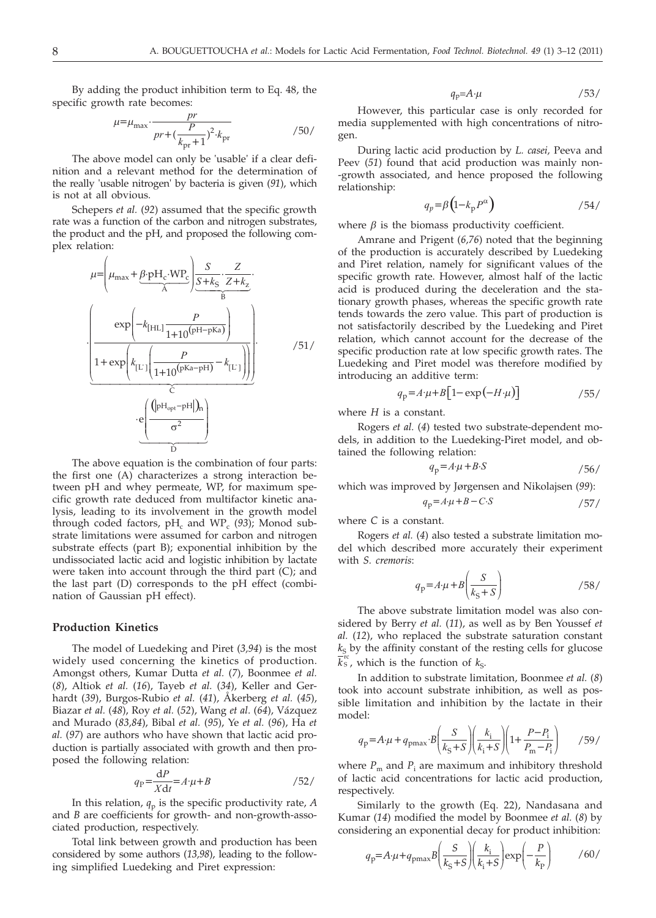By adding the product inhibition term to Eq. 48, the specific growth rate becomes:

$$\mu=\mu_{\max}\cdot\frac{pr}{pr+(\frac{P}{k_{\mathrm{pr}}+1})^{2}\cdot k_{\mathrm{pr}}} \qquad /50/$$

The above model can only be 'usable' if a clear definition and a relevant method for the determination of the really 'usable nitrogen' by bacteria is given (*91*), which is not at all obvious.

Schepers *et al.* (*92*) assumed that the specific growth rate was a function of the carbon and nitrogen substrates, the product and the pH, and proposed the following complex relation:

$$\mu=\underbrace{\left(\mu_{\max}+\beta\cdot\mathrm{pH_c}\cdot\mathrm{WP_c}\right)}_{\mathrm{A}}\underbrace{\frac{S}{S+k_{\mathrm{S}}}\cdot\frac{Z}{Z+k_{\mathrm{Z}}}}_{\mathrm{B}}\cdot\underbrace{\left(\frac{\exp\left(-k_{[\mathrm{HL}]}\dfrac{P}{1+10^{(\mathrm{pH-pKa})}}\right)}{1+\exp\left(k_{[\mathrm{L^-}]}\left(\dfrac{P}{1+10^{(\mathrm{pKa-pH})}}-k_{[\mathrm{L^-}]}\right)\right)}\right)}_{\mathrm{C}}\cdot\underbrace{e^{\left(\frac{\left(|\mathrm{pH_{opt}}-\mathrm{pH}|\right)_n}{\sigma^2}\right)}}_{\mathrm{D}} \qquad /51/$$

The above equation is the combination of four parts: the first one (A) characterizes a strong interaction between pH and whey permeate, WP, for maximum specific growth rate deduced from multifactor kinetic analysis, leading to its involvement in the growth model through coded factors, $\mathrm{pH_c}$ and $\mathrm{WP_c}$ (*93*); Monod substrate limitations were assumed for carbon and nitrogen substrate effects (part B); exponential inhibition by the undissociated lactic acid and logistic inhibition by lactate were taken into account through the third part (C); and the last part (D) corresponds to the pH effect (combination of Gaussian pH effect).

## Production Kinetics

The model of Luedeking and Piret (*3,94*) is the most widely used concerning the kinetics of production. Amongst others, Kumar Dutta *et al.* (*7*), Boonmee *et al.* (*8*), Altiok *et al.* (*16*), Tayeb *et al.* (*34*), Keller and Gerhardt (*39*), Burgos-Rubio *et al.* (*41*), Åkerberg *et al.* (*45*), Biazar *et al.* (*48*), Roy *et al.* (*52*), Wang *et al.* (*64*), Vázquez and Murado (*83,84*), Bibal *et al.* (*95*), Ye *et al.* (*96*), Ha *et al.* (*97*) are authors who have shown that lactic acid production is partially associated with growth and then proposed the following relation:

$$q_{\mathrm{P}}=\frac{\mathrm{d}P}{X\mathrm{d}t}=A\cdot\mu+B \qquad /52/$$

In this relation, $q_{\mathrm{p}}$ is the specific productivity rate, $A$ and $B$ are coefficients for growth- and non-growth-associated production, respectively.

Total link between growth and production has been considered by some authors (*13,98*), leading to the following simplified Luedeking and Piret expression:

$$q_{\mathrm{P}}=A\cdot\mu \qquad /53/$$

However, this particular case is only recorded for media supplemented with high concentrations of nitrogen.

During lactic acid production by *L. casei*, Peeva and Peev (*51*) found that acid production was mainly non-growth associated, and hence proposed the following relationship:

$$q_{p}=\beta\left(1-k_{\mathrm{p}}P^{\alpha}\right) \qquad /54/$$

where $\beta$ is the biomass productivity coefficient.

Amrane and Prigent (*6,76*) noted that the beginning of the production is accurately described by Luedeking and Piret relation, namely for significant values of the specific growth rate. However, almost half of the lactic acid is produced during the deceleration and the stationary growth phases, whereas the specific growth rate tends towards the zero value. This part of production is not satisfactorily described by the Luedeking and Piret relation, which cannot account for the decrease of the specific production rate at low specific growth rates. The Luedeking and Piret model was therefore modified by introducing an additive term:

$$q_{\mathrm{P}}=A\cdot\mu+B\left[1-\exp\left(-H\cdot\mu\right)\right] \qquad /55/$$

where $H$ is a constant.

Rogers *et al.* (*4*) tested two substrate-dependent models, in addition to the Luedeking-Piret model, and obtained the following relation:

$$q_{\mathrm{P}}=A\cdot\mu+B\cdot S \qquad /56/$$

which was improved by Jørgensen and Nikolajsen (*99*):

$$q_{\mathrm{P}}=A\cdot\mu+B-C\cdot S \qquad /57/$$

where $C$ is a constant.

Rogers *et al.* (*4*) also tested a substrate limitation model which described more accurately their experiment with *S. cremoris*:

$$q_{\mathrm{P}}=A\cdot\mu+B\left(\frac{S}{k_{\mathrm{S}}+S}\right) \qquad /58/$$

The above substrate limitation model was also considered by Berry *et al.* (*11*), as well as by Ben Youssef *et al.* (*12*), who replaced the substrate saturation constant $k_{\mathrm{S}}$ by the affinity constant of the resting cells for glucose $\overline{k}_{\mathrm{S}}^{\mathrm{rc}}$, which is the function of $k_{\mathrm{S}}$.

In addition to substrate limitation, Boonmee *et al.* (*8*) took into account substrate inhibition, as well as possible limitation and inhibition by the lactate in their model:

$$q_{\mathrm{P}}=A\cdot\mu+q_{\mathrm{pmax}}\cdot B\left(\frac{S}{k_{\mathrm{S}}+S}\right)\left(\frac{k_{\mathrm{i}}}{k_{\mathrm{i}}+S}\right)\left(1+\frac{P-P_{\mathrm{i}}}{P_{\mathrm{m}}-P_{\mathrm{i}}}\right) \qquad /59/$$

where $P_{\mathrm{m}}$ and $P_{\mathrm{i}}$ are maximum and inhibitory threshold of lactic acid concentrations for lactic acid production, respectively.

Similarly to the growth (Eq. 22), Nandasana and Kumar (*14*) modified the model by Boonmee *et al.* (*8*) by considering an exponential decay for product inhibition:

$$q_{\mathrm{P}}=A\cdot\mu+q_{\mathrm{pmax}}B\left(\frac{S}{k_{\mathrm{S}}+S}\right)\left(\frac{k_{\mathrm{i}}}{k_{\mathrm{i}}+S}\right)\exp\left(-\frac{P}{k_{\mathrm{P}}}\right) \qquad /60/$$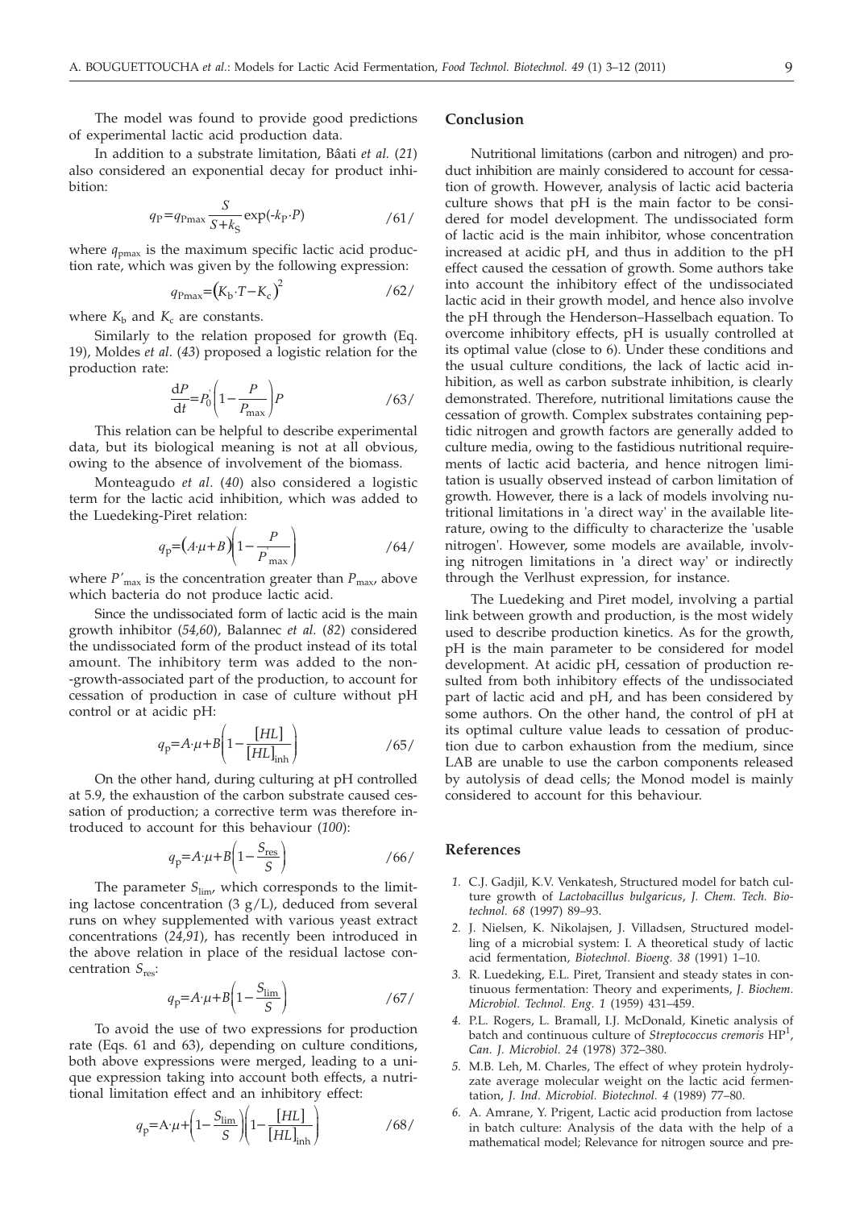The model was found to provide good predictions of experimental lactic acid production data.

In addition to a substrate limitation, Bâati *et al.* (*21*) also considered an exponential decay for product inhibition:

$$q_P = q_{P\max} \frac{S}{S+k_S} \exp(-k_P \cdot P) \qquad /61/$$

where $q_{p\max}$ is the maximum specific lactic acid production rate, which was given by the following expression:

$$q_{P\max} = \left(K_b \cdot T - K_c\right)^2 \qquad /62/$$

where $K_b$ and $K_c$ are constants.

Similarly to the relation proposed for growth (Eq. 19), Moldes *et al.* (*43*) proposed a logistic relation for the production rate:

$$\frac{dP}{dt} = P_0^{'} \left(1 - \frac{P}{P_{\max}}\right) P \qquad /63/$$

This relation can be helpful to describe experimental data, but its biological meaning is not at all obvious, owing to the absence of involvement of the biomass.

Monteagudo *et al.* (*40*) also considered a logistic term for the lactic acid inhibition, which was added to the Luedeking-Piret relation:

$$q_p = \left(A \cdot \mu + B\right)\left(1 - \frac{P}{P^{'}_{\max}}\right) \qquad /64/$$

where $P'_{\max}$ is the concentration greater than $P_{\max}$, above which bacteria do not produce lactic acid.

Since the undissociated form of lactic acid is the main growth inhibitor (*54,60*), Balannec *et al.* (*82*) considered the undissociated form of the product instead of its total amount. The inhibitory term was added to the non-growth-associated part of the production, to account for cessation of production in case of culture without pH control or at acidic pH:

$$q_p = A \cdot \mu + B\left(1 - \frac{[HL]}{[HL]_{\text{inh}}}\right) \qquad /65/$$

On the other hand, during culturing at pH controlled at 5.9, the exhaustion of the carbon substrate caused cessation of production; a corrective term was therefore introduced to account for this behaviour (*100*):

$$q_p = A \cdot \mu + B\left(1 - \frac{S_{\text{res}}}{S}\right) \qquad /66/$$

The parameter $S_{\lim}$, which corresponds to the limiting lactose concentration (3 g/L), deduced from several runs on whey supplemented with various yeast extract concentrations (*24,91*), has recently been introduced in the above relation in place of the residual lactose concentration $S_{\text{res}}$:

$$q_p = A \cdot \mu + B\left(1 - \frac{S_{\lim}}{S}\right) \qquad /67/$$

To avoid the use of two expressions for production rate (Eqs. 61 and 63), depending on culture conditions, both above expressions were merged, leading to a unique expression taking into account both effects, a nutritional limitation effect and an inhibitory effect:

$$q_p = A \cdot \mu + \left(1 - \frac{S_{\lim}}{S}\right)\left(1 - \frac{[HL]}{[HL]_{\text{inh}}}\right) \qquad /68/$$

## Conclusion

Nutritional limitations (carbon and nitrogen) and product inhibition are mainly considered to account for cessation of growth. However, analysis of lactic acid bacteria culture shows that pH is the main factor to be considered for model development. The undissociated form of lactic acid is the main inhibitor, whose concentration increased at acidic pH, and thus in addition to the pH effect caused the cessation of growth. Some authors take into account the inhibitory effect of the undissociated lactic acid in their growth model, and hence also involve the pH through the Henderson–Hasselbach equation. To overcome inhibitory effects, pH is usually controlled at its optimal value (close to 6). Under these conditions and the usual culture conditions, the lack of lactic acid inhibition, as well as carbon substrate inhibition, is clearly demonstrated. Therefore, nutritional limitations cause the cessation of growth. Complex substrates containing peptidic nitrogen and growth factors are generally added to culture media, owing to the fastidious nutritional requirements of lactic acid bacteria, and hence nitrogen limitation is usually observed instead of carbon limitation of growth. However, there is a lack of models involving nutritional limitations in 'a direct way' in the available literature, owing to the difficulty to characterize the 'usable nitrogen'. However, some models are available, involving nitrogen limitations in 'a direct way' or indirectly through the Verlhust expression, for instance.

The Luedeking and Piret model, involving a partial link between growth and production, is the most widely used to describe production kinetics. As for the growth, pH is the main parameter to be considered for model development. At acidic pH, cessation of production resulted from both inhibitory effects of the undissociated part of lactic acid and pH, and has been considered by some authors. On the other hand, the control of pH at its optimal culture value leads to cessation of production due to carbon exhaustion from the medium, since LAB are unable to use the carbon components released by autolysis of dead cells; the Monod model is mainly considered to account for this behaviour.

## References

1. C.J. Gadjil, K.V. Venkatesh, Structured model for batch culture growth of *Lactobacillus bulgaricus*, *J. Chem. Tech. Biotechnol. 68* (1997) 89–93.
2. J. Nielsen, K. Nikolajsen, J. Villadsen, Structured modelling of a microbial system: I. A theoretical study of lactic acid fermentation, *Biotechnol. Bioeng. 38* (1991) 1–10.
3. R. Luedeking, E.L. Piret, Transient and steady states in continuous fermentation: Theory and experiments, *J. Biochem. Microbiol. Technol. Eng. 1* (1959) 431–459.
4. P.L. Rogers, L. Bramall, I.J. McDonald, Kinetic analysis of batch and continuous culture of *Streptococcus cremoris* HP[1], *Can. J. Microbiol. 24* (1978) 372–380.
5. M.B. Leh, M. Charles, The effect of whey protein hydrolyzate average molecular weight on the lactic acid fermentation, *J. Ind. Microbiol. Biotechnol. 4* (1989) 77–80.
6. A. Amrane, Y. Prigent, Lactic acid production from lactose in batch culture: Analysis of the data with the help of a mathematical model; Relevance for nitrogen source and pre-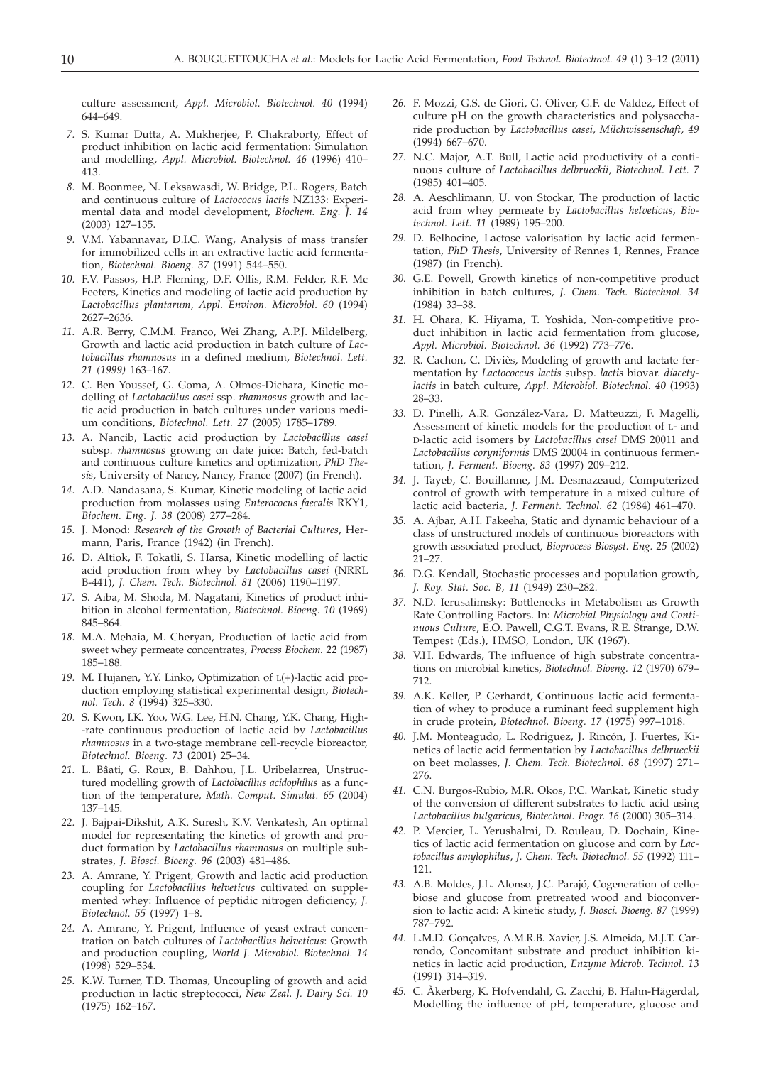culture assessment, *Appl. Microbiol. Biotechnol. 40* (1994) 644–649.

7. S. Kumar Dutta, A. Mukherjee, P. Chakraborty, Effect of product inhibition on lactic acid fermentation: Simulation and modelling, *Appl. Microbiol. Biotechnol. 46* (1996) 410–413.

8. M. Boonmee, N. Leksawasdi, W. Bridge, P.L. Rogers, Batch and continuous culture of *Lactococus lactis* NZ133: Experimental data and model development, *Biochem. Eng. J. 14* (2003) 127–135.

9. V.M. Yabannavar, D.I.C. Wang, Analysis of mass transfer for immobilized cells in an extractive lactic acid fermentation, *Biotechnol. Bioeng. 37* (1991) 544–550.

10. F.V. Passos, H.P. Fleming, D.F. Ollis, R.M. Felder, R.F. Mc Feeters, Kinetics and modeling of lactic acid production by *Lactobacillus plantarum*, *Appl. Environ. Microbiol. 60* (1994) 2627–2636.

11. A.R. Berry, C.M.M. Franco, Wei Zhang, A.P.J. Mildelberg, Growth and lactic acid production in batch culture of *Lactobacillus rhamnosus* in a defined medium, *Biotechnol. Lett. 21 (1999)* 163–167.

12. C. Ben Youssef, G. Goma, A. Olmos-Dichara, Kinetic modelling of *Lactobacillus casei* ssp. *rhamnosus* growth and lactic acid production in batch cultures under various medium conditions, *Biotechnol. Lett. 27* (2005) 1785–1789.

13. A. Nancib, Lactic acid production by *Lactobacillus casei* subsp. *rhamnosus* growing on date juice: Batch, fed-batch and continuous culture kinetics and optimization, *PhD Thesis*, University of Nancy, Nancy, France (2007) (in French).

14. A.D. Nandasana, S. Kumar, Kinetic modeling of lactic acid production from molasses using *Enterococus faecalis* RKY1, *Biochem. Eng. J. 38* (2008) 277–284.

15. J. Monod: *Research of the Growth of Bacterial Cultures*, Hermann, Paris, France (1942) (in French).

16. D. Altiok, F. Tokatli, S. Harsa, Kinetic modelling of lactic acid production from whey by *Lactobacillus casei* (NRRL B-441), *J. Chem. Tech. Biotechnol. 81* (2006) 1190–1197.

17. S. Aiba, M. Shoda, M. Nagatani, Kinetics of product inhibition in alcohol fermentation, *Biotechnol. Bioeng. 10* (1969) 845–864.

18. M.A. Mehaia, M. Cheryan, Production of lactic acid from sweet whey permeate concentrates, *Process Biochem. 22* (1987) 185–188.

19. M. Hujanen, Y.Y. Linko, Optimization of L(+)-lactic acid production employing statistical experimental design, *Biotechnol. Tech. 8* (1994) 325–330.

20. S. Kwon, I.K. Yoo, W.G. Lee, H.N. Chang, Y.K. Chang, High-rate continuous production of lactic acid by *Lactobacillus rhamnosus* in a two-stage membrane cell-recycle bioreactor, *Biotechnol. Bioeng. 73* (2001) 25–34.

21. L. Bâati, G. Roux, B. Dahhou, J.L. Uribelarrea, Unstructured modelling growth of *Lactobacillus acidophilus* as a function of the temperature, *Math. Comput. Simulat. 65* (2004) 137–145.

22. J. Bajpai-Dikshit, A.K. Suresh, K.V. Venkatesh, An optimal model for representating the kinetics of growth and product formation by *Lactobacillus rhamnosus* on multiple substrates, *J. Biosci. Bioeng. 96* (2003) 481–486.

23. A. Amrane, Y. Prigent, Growth and lactic acid production coupling for *Lactobacillus helveticus* cultivated on supplemented whey: Influence of peptidic nitrogen deficiency, *J. Biotechnol. 55* (1997) 1–8.

24. A. Amrane, Y. Prigent, Influence of yeast extract concentration on batch cultures of *Lactobacillus helveticus*: Growth and production coupling, *World J. Microbiol. Biotechnol. 14* (1998) 529–534.

25. K.W. Turner, T.D. Thomas, Uncoupling of growth and acid production in lactic streptococci, *New Zeal. J. Dairy Sci. 10* (1975) 162–167.

26. F. Mozzi, G.S. de Giori, G. Oliver, G.F. de Valdez, Effect of culture pH on the growth characteristics and polysaccharide production by *Lactobacillus casei*, *Milchwissenschaft, 49* (1994) 667–670.

27. N.C. Major, A.T. Bull, Lactic acid productivity of a continuous culture of *Lactobacillus delbrueckii*, *Biotechnol. Lett. 7* (1985) 401–405.

28. A. Aeschlimann, U. von Stockar, The production of lactic acid from whey permeate by *Lactobacillus helveticus*, *Biotechnol. Lett. 11* (1989) 195–200.

29. D. Belhocine, Lactose valorisation by lactic acid fermentation, *PhD Thesis*, University of Rennes 1, Rennes, France (1987) (in French).

30. G.E. Powell, Growth kinetics of non-competitive product inhibition in batch cultures, *J. Chem. Tech. Biotechnol. 34* (1984) 33–38.

31. H. Ohara, K. Hiyama, T. Yoshida, Non-competitive product inhibition in lactic acid fermentation from glucose, *Appl. Microbiol. Biotechnol. 36* (1992) 773–776.

32. R. Cachon, C. Diviès, Modeling of growth and lactate fermentation by *Lactococcus lactis* subsp. *lactis* biovar. *diacetylactis* in batch culture, *Appl. Microbiol. Biotechnol. 40* (1993) 28–33.

33. D. Pinelli, A.R. González-Vara, D. Matteuzzi, F. Magelli, Assessment of kinetic models for the production of L- and D-lactic acid isomers by *Lactobacillus casei* DMS 20011 and *Lactobacillus coryniformis* DMS 20004 in continuous fermentation, *J. Ferment. Bioeng. 83* (1997) 209–212.

34. J. Tayeb, C. Bouillanne, J.M. Desmazeaud, Computerized control of growth with temperature in a mixed culture of lactic acid bacteria, *J. Ferment. Technol. 62* (1984) 461–470.

35. A. Ajbar, A.H. Fakeeha, Static and dynamic behaviour of a class of unstructured models of continuous bioreactors with growth associated product, *Bioprocess Biosyst. Eng. 25* (2002) 21–27.

36. D.G. Kendall, Stochastic processes and population growth, *J. Roy. Stat. Soc. B, 11* (1949) 230–282.

37. N.D. Ierusalimsky: Bottlenecks in Metabolism as Growth Rate Controlling Factors. In: *Microbial Physiology and Continuous Culture*, E.O. Pawell, C.G.T. Evans, R.E. Strange, D.W. Tempest (Eds.), HMSO, London, UK (1967).

38. V.H. Edwards, The influence of high substrate concentrations on microbial kinetics, *Biotechnol. Bioeng. 12* (1970) 679–712.

39. A.K. Keller, P. Gerhardt, Continuous lactic acid fermentation of whey to produce a ruminant feed supplement high in crude protein, *Biotechnol. Bioeng. 17* (1975) 997–1018.

40. J.M. Monteagudo, L. Rodriguez, J. Rincón, J. Fuertes, Kinetics of lactic acid fermentation by *Lactobacillus delbrueckii* on beet molasses, *J. Chem. Tech. Biotechnol. 68* (1997) 271–276.

41. C.N. Burgos-Rubio, M.R. Okos, P.C. Wankat, Kinetic study of the conversion of different substrates to lactic acid using *Lactobacillus bulgaricus*, *Biotechnol. Progr. 16* (2000) 305–314.

42. P. Mercier, L. Yerushalmi, D. Rouleau, D. Dochain, Kinetics of lactic acid fermentation on glucose and corn by *Lactobacillus amylophilus*, *J. Chem. Tech. Biotechnol. 55* (1992) 111–121.

43. A.B. Moldes, J.L. Alonso, J.C. Parajó, Cogeneration of cellobiose and glucose from pretreated wood and bioconversion to lactic acid: A kinetic study, *J. Biosci. Bioeng. 87* (1999) 787–792.

44. L.M.D. Gonçalves, A.M.R.B. Xavier, J.S. Almeida, M.J.T. Carrondo, Concomitant substrate and product inhibition kinetics in lactic acid production, *Enzyme Microb. Technol. 13* (1991) 314–319.

45. C. Åkerberg, K. Hofvendahl, G. Zacchi, B. Hahn-Hägerdal, Modelling the influence of pH, temperature, glucose and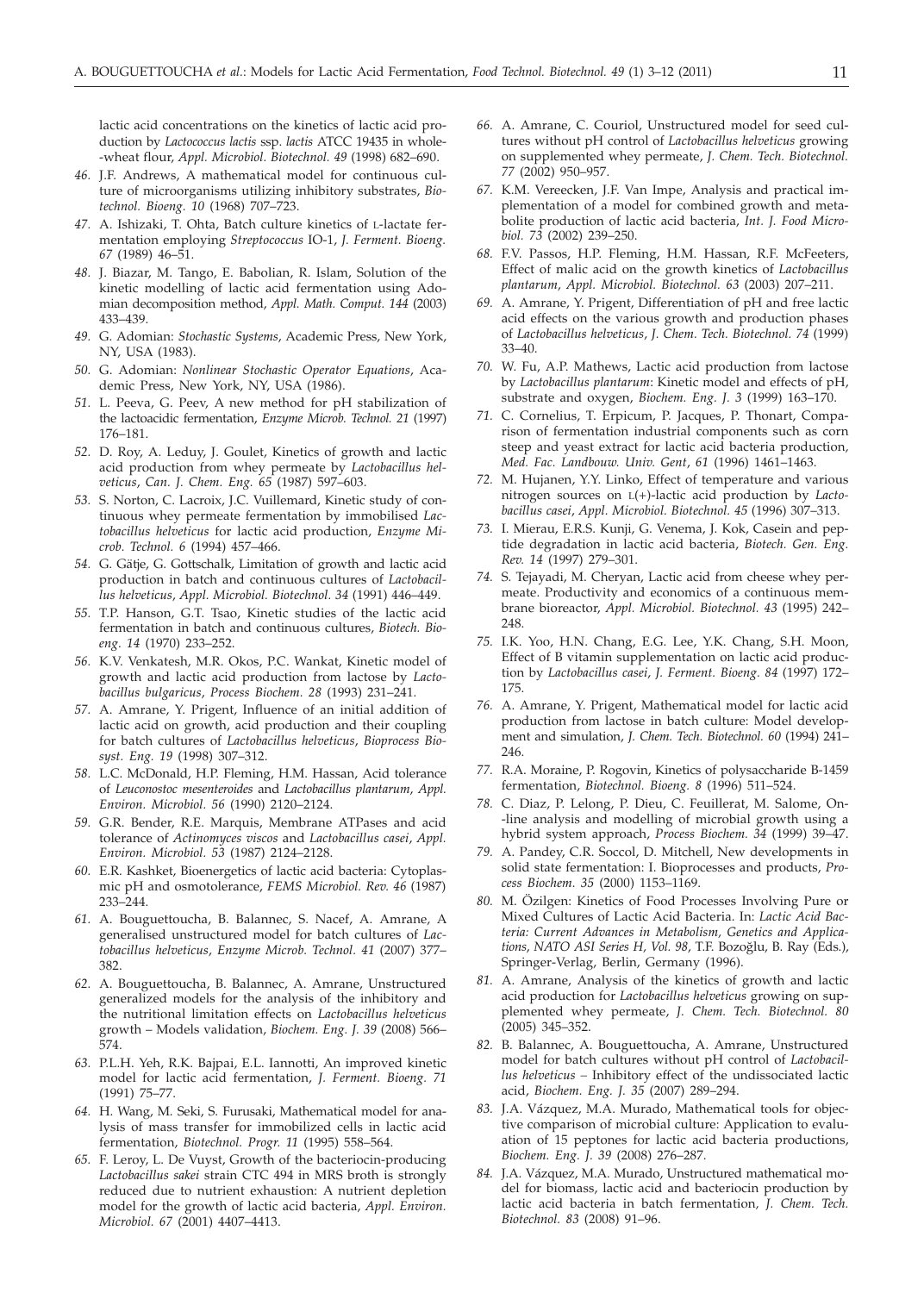lactic acid concentrations on the kinetics of lactic acid production by *Lactococcus lactis* ssp. *lactis* ATCC 19435 in whole-wheat flour, *Appl. Microbiol. Biotechnol. 49* (1998) 682–690.

*46.* J.F. Andrews, A mathematical model for continuous culture of microorganisms utilizing inhibitory substrates, *Biotechnol. Bioeng. 10* (1968) 707–723.

*47.* A. Ishizaki, T. Ohta, Batch culture kinetics of L-lactate fermentation employing *Streptococcus* IO-1, *J. Ferment. Bioeng. 67* (1989) 46–51.

*48.* J. Biazar, M. Tango, E. Babolian, R. Islam, Solution of the kinetic modelling of lactic acid fermentation using Adomian decomposition method, *Appl. Math. Comput. 144* (2003) 433–439.

*49.* G. Adomian: *Stochastic Systems*, Academic Press, New York, NY, USA (1983).

*50.* G. Adomian: *Nonlinear Stochastic Operator Equations*, Academic Press, New York, NY, USA (1986).

*51.* L. Peeva, G. Peev, A new method for pH stabilization of the lactoacidic fermentation, *Enzyme Microb. Technol. 21* (1997) 176–181.

*52.* D. Roy, A. Leduy, J. Goulet, Kinetics of growth and lactic acid production from whey permeate by *Lactobacillus helveticus*, *Can. J. Chem. Eng. 65* (1987) 597–603.

*53.* S. Norton, C. Lacroix, J.C. Vuillemard, Kinetic study of continuous whey permeate fermentation by immobilised *Lactobacillus helveticus* for lactic acid production, *Enzyme Microb. Technol. 6* (1994) 457–466.

*54.* G. Gätje, G. Gottschalk, Limitation of growth and lactic acid production in batch and continuous cultures of *Lactobacillus helveticus*, *Appl. Microbiol. Biotechnol. 34* (1991) 446–449.

*55.* T.P. Hanson, G.T. Tsao, Kinetic studies of the lactic acid fermentation in batch and continuous cultures, *Biotech. Bioeng. 14* (1970) 233–252.

*56.* K.V. Venkatesh, M.R. Okos, P.C. Wankat, Kinetic model of growth and lactic acid production from lactose by *Lactobacillus bulgaricus*, *Process Biochem. 28* (1993) 231–241.

*57.* A. Amrane, Y. Prigent, Influence of an initial addition of lactic acid on growth, acid production and their coupling for batch cultures of *Lactobacillus helveticus*, *Bioprocess Biosyst. Eng. 19* (1998) 307–312.

*58.* L.C. McDonald, H.P. Fleming, H.M. Hassan, Acid tolerance of *Leuconostoc mesenteroides* and *Lactobacillus plantarum*, *Appl. Environ. Microbiol. 56* (1990) 2120–2124.

*59.* G.R. Bender, R.E. Marquis, Membrane ATPases and acid tolerance of *Actinomyces viscos* and *Lactobacillus casei*, *Appl. Environ. Microbiol. 53* (1987) 2124–2128.

*60.* E.R. Kashket, Bioenergetics of lactic acid bacteria: Cytoplasmic pH and osmotolerance, *FEMS Microbiol. Rev. 46* (1987) 233–244.

*61.* A. Bouguettoucha, B. Balannec, S. Nacef, A. Amrane, A generalised unstructured model for batch cultures of *Lactobacillus helveticus*, *Enzyme Microb. Technol. 41* (2007) 377–382.

*62.* A. Bouguettoucha, B. Balannec, A. Amrane, Unstructured generalized models for the analysis of the inhibitory and the nutritional limitation effects on *Lactobacillus helveticus* growth – Models validation, *Biochem. Eng. J. 39* (2008) 566–574.

*63.* P.L.H. Yeh, R.K. Bajpai, E.L. Iannotti, An improved kinetic model for lactic acid fermentation, *J. Ferment. Bioeng. 71* (1991) 75–77.

*64.* H. Wang, M. Seki, S. Furusaki, Mathematical model for analysis of mass transfer for immobilized cells in lactic acid fermentation, *Biotechnol. Progr. 11* (1995) 558–564.

*65.* F. Leroy, L. De Vuyst, Growth of the bacteriocin-producing *Lactobacillus sakei* strain CTC 494 in MRS broth is strongly reduced due to nutrient exhaustion: A nutrient depletion model for the growth of lactic acid bacteria, *Appl. Environ. Microbiol. 67* (2001) 4407–4413.

*66.* A. Amrane, C. Couriol, Unstructured model for seed cultures without pH control of *Lactobacillus helveticus* growing on supplemented whey permeate, *J. Chem. Tech. Biotechnol. 77* (2002) 950–957.

*67.* K.M. Vereecken, J.F. Van Impe, Analysis and practical implementation of a model for combined growth and metabolite production of lactic acid bacteria, *Int. J. Food Microbiol. 73* (2002) 239–250.

*68.* F.V. Passos, H.P. Fleming, H.M. Hassan, R.F. McFeeters, Effect of malic acid on the growth kinetics of *Lactobacillus plantarum*, *Appl. Microbiol. Biotechnol. 63* (2003) 207–211.

*69.* A. Amrane, Y. Prigent, Differentiation of pH and free lactic acid effects on the various growth and production phases of *Lactobacillus helveticus*, *J. Chem. Tech. Biotechnol. 74* (1999) 33–40.

*70.* W. Fu, A.P. Mathews, Lactic acid production from lactose by *Lactobacillus plantarum*: Kinetic model and effects of pH, substrate and oxygen, *Biochem. Eng. J. 3* (1999) 163–170.

*71.* C. Cornelius, T. Erpicum, P. Jacques, P. Thonart, Comparison of fermentation industrial components such as corn steep and yeast extract for lactic acid bacteria production, *Med. Fac. Landbouw. Univ. Gent*, *61* (1996) 1461–1463.

*72.* M. Hujanen, Y.Y. Linko, Effect of temperature and various nitrogen sources on L(+)-lactic acid production by *Lactobacillus casei*, *Appl. Microbiol. Biotechnol. 45* (1996) 307–313.

*73.* I. Mierau, E.R.S. Kunji, G. Venema, J. Kok, Casein and peptide degradation in lactic acid bacteria, *Biotech. Gen. Eng. Rev. 14* (1997) 279–301.

*74.* S. Tejayadi, M. Cheryan, Lactic acid from cheese whey permeate. Productivity and economics of a continuous membrane bioreactor, *Appl. Microbiol. Biotechnol. 43* (1995) 242–248.

*75.* I.K. Yoo, H.N. Chang, E.G. Lee, Y.K. Chang, S.H. Moon, Effect of B vitamin supplementation on lactic acid production by *Lactobacillus casei*, *J. Ferment. Bioeng. 84* (1997) 172–175.

*76.* A. Amrane, Y. Prigent, Mathematical model for lactic acid production from lactose in batch culture: Model development and simulation, *J. Chem. Tech. Biotechnol. 60* (1994) 241–246.

*77.* R.A. Moraine, P. Rogovin, Kinetics of polysaccharide B-1459 fermentation, *Biotechnol. Bioeng. 8* (1996) 511–524.

*78.* C. Diaz, P. Lelong, P. Dieu, C. Feuillerat, M. Salome, On-line analysis and modelling of microbial growth using a hybrid system approach, *Process Biochem. 34* (1999) 39–47.

*79.* A. Pandey, C.R. Soccol, D. Mitchell, New developments in solid state fermentation: I. Bioprocesses and products, *Process Biochem. 35* (2000) 1153–1169.

*80.* M. Özilgen: Kinetics of Food Processes Involving Pure or Mixed Cultures of Lactic Acid Bacteria. In: *Lactic Acid Bacteria: Current Advances in Metabolism, Genetics and Applications, NATO ASI Series H, Vol. 98*, T.F. Bozoğlu, B. Ray (Eds.), Springer-Verlag, Berlin, Germany (1996).

*81.* A. Amrane, Analysis of the kinetics of growth and lactic acid production for *Lactobacillus helveticus* growing on supplemented whey permeate, *J. Chem. Tech. Biotechnol. 80* (2005) 345–352.

*82.* B. Balannec, A. Bouguettoucha, A. Amrane, Unstructured model for batch cultures without pH control of *Lactobacillus helveticus* – Inhibitory effect of the undissociated lactic acid, *Biochem. Eng. J. 35* (2007) 289–294.

*83.* J.A. Vázquez, M.A. Murado, Mathematical tools for objective comparison of microbial culture: Application to evaluation of 15 peptones for lactic acid bacteria productions, *Biochem. Eng. J. 39* (2008) 276–287.

*84.* J.A. Vázquez, M.A. Murado, Unstructured mathematical model for biomass, lactic acid and bacteriocin production by lactic acid bacteria in batch fermentation, *J. Chem. Tech. Biotechnol. 83* (2008) 91–96.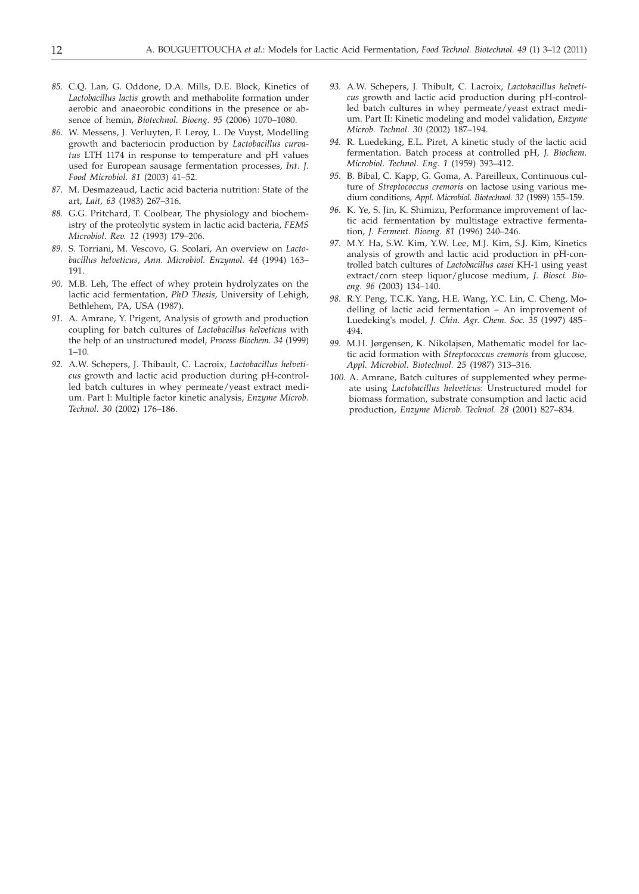*85.* C.Q. Lan, G. Oddone, D.A. Mills, D.E. Block, Kinetics of *Lactobacillus lactis* growth and methabolite formation under aerobic and anaeorobic conditions in the presence or absence of hemin, *Biotechnol. Bioeng. 95* (2006) 1070–1080.

*86.* W. Messens, J. Verluyten, F. Leroy, L. De Vuyst, Modelling growth and bacteriocin production by *Lactobacillus curvatus* LTH 1174 in response to temperature and pH values used for European sausage fermentation processes, *Int. J. Food Microbiol. 81* (2003) 41–52.

*87.* M. Desmazeaud, Lactic acid bacteria nutrition: State of the art, *Lait, 63* (1983) 267–316.

*88.* G.G. Pritchard, T. Coolbear, The physiology and biochemistry of the proteolytic system in lactic acid bacteria, *FEMS Microbiol. Rev. 12* (1993) 179–206.

*89.* S. Torriani, M. Vescovo, G. Scolari, An overview on *Lactobacillus helveticus*, *Ann. Microbiol. Enzymol. 44* (1994) 163–191.

*90.* M.B. Leh, The effect of whey protein hydrolyzates on the lactic acid fermentation, *PhD Thesis*, University of Lehigh, Bethlehem, PA, USA (1987).

*91.* A. Amrane, Y. Prigent, Analysis of growth and production coupling for batch cultures of *Lactobacillus helveticus* with the help of an unstructured model, *Process Biochem. 34* (1999) 1–10.

*92.* A.W. Schepers, J. Thibault, C. Lacroix, *Lactobacillus helveticus* growth and lactic acid production during pH-controlled batch cultures in whey permeate/yeast extract medium. Part I: Multiple factor kinetic analysis, *Enzyme Microb. Technol. 30* (2002) 176–186.

*93.* A.W. Schepers, J. Thibult, C. Lacroix, *Lactobacillus helveticus* growth and lactic acid production during pH-controlled batch cultures in whey permeate/yeast extract medium. Part II: Kinetic modeling and model validation, *Enzyme Microb. Technol. 30* (2002) 187–194.

*94.* R. Luedeking, E.L. Piret, A kinetic study of the lactic acid fermentation. Batch process at controlled pH, *J. Biochem. Microbiol. Technol. Eng. 1* (1959) 393–412.

*95.* B. Bibal, C. Kapp, G. Goma, A. Pareilleux, Continuous culture of *Streptococcus cremoris* on lactose using various medium conditions, *Appl. Microbiol. Biotechnol. 32* (1989) 155–159.

*96.* K. Ye, S. Jin, K. Shimizu, Performance improvement of lactic acid fermentation by multistage extractive fermentation, *J. Ferment. Bioeng. 81* (1996) 240–246.

*97.* M.Y. Ha, S.W. Kim, Y.W. Lee, M.J. Kim, S.J. Kim, Kinetics analysis of growth and lactic acid production in pH-controlled batch cultures of *Lactobacillus casei* KH-1 using yeast extract/corn steep liquor/glucose medium, *J. Biosci. Bioeng. 96* (2003) 134–140.

*98.* R.Y. Peng, T.C.K. Yang, H.E. Wang, Y.C. Lin, C. Cheng, Modelling of lactic acid fermentation – An improvement of Luedeking's model, *J. Chin. Agr. Chem. Soc. 35* (1997) 485–494.

*99.* M.H. Jørgensen, K. Nikolajsen, Mathematic model for lactic acid formation with *Streptococcus cremoris* from glucose, *Appl. Microbiol. Biotechnol. 25* (1987) 313–316.

*100.* A. Amrane, Batch cultures of supplemented whey permeate using *Lactobacillus helveticus*: Unstructured model for biomass formation, substrate consumption and lactic acid production, *Enzyme Microb. Technol. 28* (2001) 827–834.